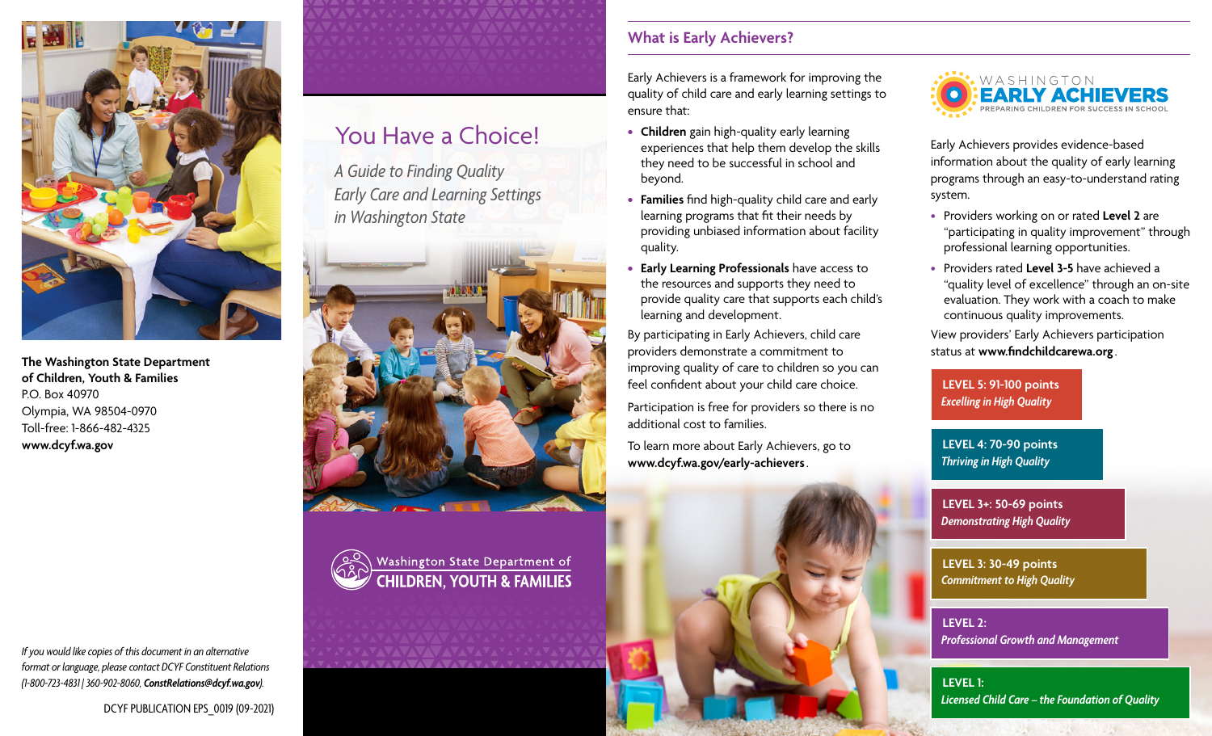**The Washington State Department of Children, Youth & Families**
P.O. Box 40970
Olympia, WA 98504-0970
Toll-free: 1-866-482-4325
**www.dcyf.wa.gov**

*If you would like copies of this document in an alternative format or language, please contact DCYF Constituent Relations (1-800-723-4831 | 360-902-8060, **ConstRelations@dcyf.wa.gov**).*

DCYF PUBLICATION EPS_0019 (09-2021)

# You Have a Choice!

*A Guide to Finding Quality Early Care and Learning Settings in Washington State*

Washington State Department of
CHILDREN, YOUTH & FAMILIES

## What is Early Achievers?

Early Achievers is a framework for improving the quality of child care and early learning settings to ensure that:

- **Children** gain high-quality early learning experiences that help them develop the skills they need to be successful in school and beyond.
- **Families** find high-quality child care and early learning programs that fit their needs by providing unbiased information about facility quality.
- **Early Learning Professionals** have access to the resources and supports they need to provide quality care that supports each child's learning and development.

By participating in Early Achievers, child care providers demonstrate a commitment to improving quality of care to children so you can feel confident about your child care choice.

Participation is free for providers so there is no additional cost to families.

To learn more about Early Achievers, go to **www.dcyf.wa.gov/early-achievers**.

WASHINGTON EARLY ACHIEVERS
PREPARING CHILDREN FOR SUCCESS IN SCHOOL

Early Achievers provides evidence-based information about the quality of early learning programs through an easy-to-understand rating system.

- Providers working on or rated **Level 2** are "participating in quality improvement" through professional learning opportunities.
- Providers rated **Level 3-5** have achieved a "quality level of excellence" through an on-site evaluation. They work with a coach to make continuous quality improvements.

View providers' Early Achievers participation status at **www.findchildcarewa.org**.

**LEVEL 5: 91-100 points**
*Excelling in High Quality*

**LEVEL 4: 70-90 points**
*Thriving in High Quality*

**LEVEL 3+: 50-69 points**
*Demonstrating High Quality*

**LEVEL 3: 30-49 points**
*Commitment to High Quality*

**LEVEL 2:**
*Professional Growth and Management*

**LEVEL 1:**
*Licensed Child Care – the Foundation of Quality*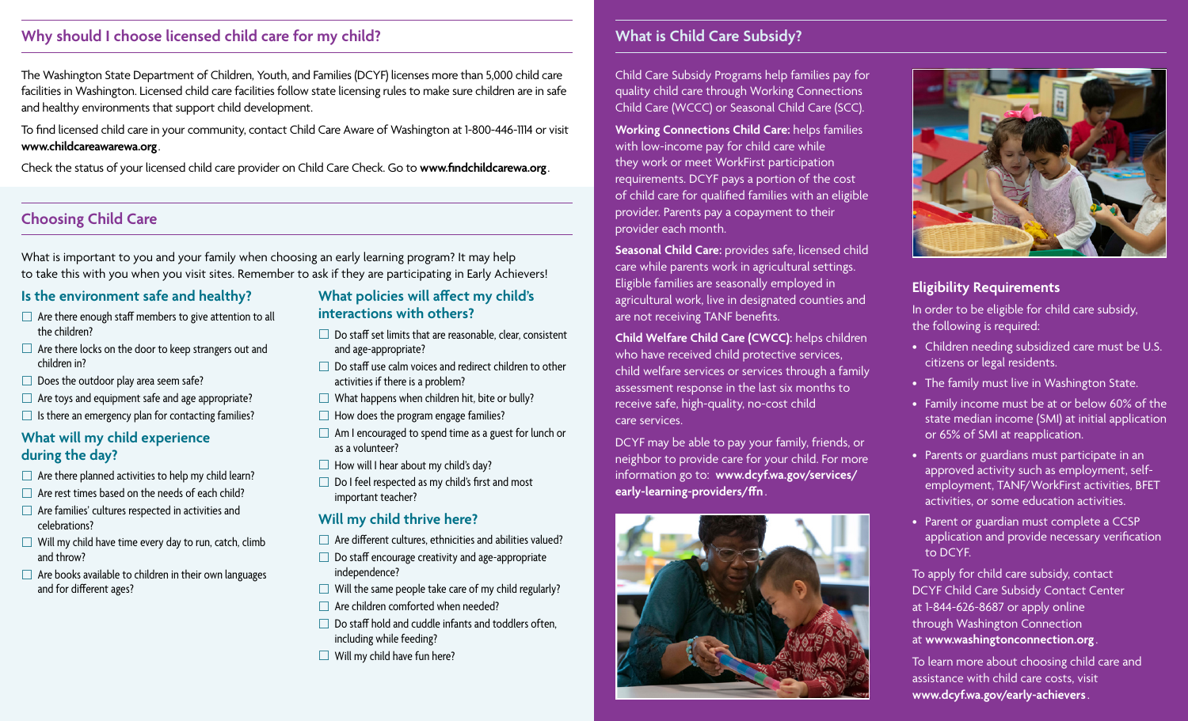## Why should I choose licensed child care for my child?

The Washington State Department of Children, Youth, and Families (DCYF) licenses more than 5,000 child care facilities in Washington. Licensed child care facilities follow state licensing rules to make sure children are in safe and healthy environments that support child development.

To find licensed child care in your community, contact Child Care Aware of Washington at 1-800-446-1114 or visit **www.childcareawarewa.org**.

Check the status of your licensed child care provider on Child Care Check. Go to **www.findchildcarewa.org**.

## Choosing Child Care

What is important to you and your family when choosing an early learning program? It may help to take this with you when you visit sites. Remember to ask if they are participating in Early Achievers!

### Is the environment safe and healthy?

- ☐ Are there enough staff members to give attention to all the children?
- ☐ Are there locks on the door to keep strangers out and children in?
- ☐ Does the outdoor play area seem safe?
- ☐ Are toys and equipment safe and age appropriate?
- ☐ Is there an emergency plan for contacting families?

### What will my child experience during the day?

- ☐ Are there planned activities to help my child learn?
- ☐ Are rest times based on the needs of each child?
- ☐ Are families' cultures respected in activities and celebrations?
- ☐ Will my child have time every day to run, catch, climb and throw?
- ☐ Are books available to children in their own languages and for different ages?

### What policies will affect my child's interactions with others?

- ☐ Do staff set limits that are reasonable, clear, consistent and age-appropriate?
- ☐ Do staff use calm voices and redirect children to other activities if there is a problem?
- ☐ What happens when children hit, bite or bully?
- ☐ How does the program engage families?
- ☐ Am I encouraged to spend time as a guest for lunch or as a volunteer?
- ☐ How will I hear about my child's day?
- ☐ Do I feel respected as my child's first and most important teacher?

### Will my child thrive here?

- ☐ Are different cultures, ethnicities and abilities valued?
- ☐ Do staff encourage creativity and age-appropriate independence?
- ☐ Will the same people take care of my child regularly?
- ☐ Are children comforted when needed?
- ☐ Do staff hold and cuddle infants and toddlers often, including while feeding?
- ☐ Will my child have fun here?

## What is Child Care Subsidy?

Child Care Subsidy Programs help families pay for quality child care through Working Connections Child Care (WCCC) or Seasonal Child Care (SCC).

**Working Connections Child Care:** helps families with low-income pay for child care while they work or meet WorkFirst participation requirements. DCYF pays a portion of the cost of child care for qualified families with an eligible provider. Parents pay a copayment to their provider each month.

**Seasonal Child Care:** provides safe, licensed child care while parents work in agricultural settings. Eligible families are seasonally employed in agricultural work, live in designated counties and are not receiving TANF benefits.

**Child Welfare Child Care (CWCC):** helps children who have received child protective services, child welfare services or services through a family assessment response in the last six months to receive safe, high-quality, no-cost child care services.

DCYF may be able to pay your family, friends, or neighbor to provide care for your child. For more information go to: **www.dcyf.wa.gov/services/early-learning-providers/ffn**.

### Eligibility Requirements

In order to be eligible for child care subsidy, the following is required:

- Children needing subsidized care must be U.S. citizens or legal residents.
- The family must live in Washington State.
- Family income must be at or below 60% of the state median income (SMI) at initial application or 65% of SMI at reapplication.
- Parents or guardians must participate in an approved activity such as employment, self-employment, TANF/WorkFirst activities, BFET activities, or some education activities.
- Parent or guardian must complete a CCSP application and provide necessary verification to DCYF.

To apply for child care subsidy, contact DCYF Child Care Subsidy Contact Center at 1-844-626-8687 or apply online through Washington Connection at **www.washingtonconnection.org**.

To learn more about choosing child care and assistance with child care costs, visit **www.dcyf.wa.gov/early-achievers**.